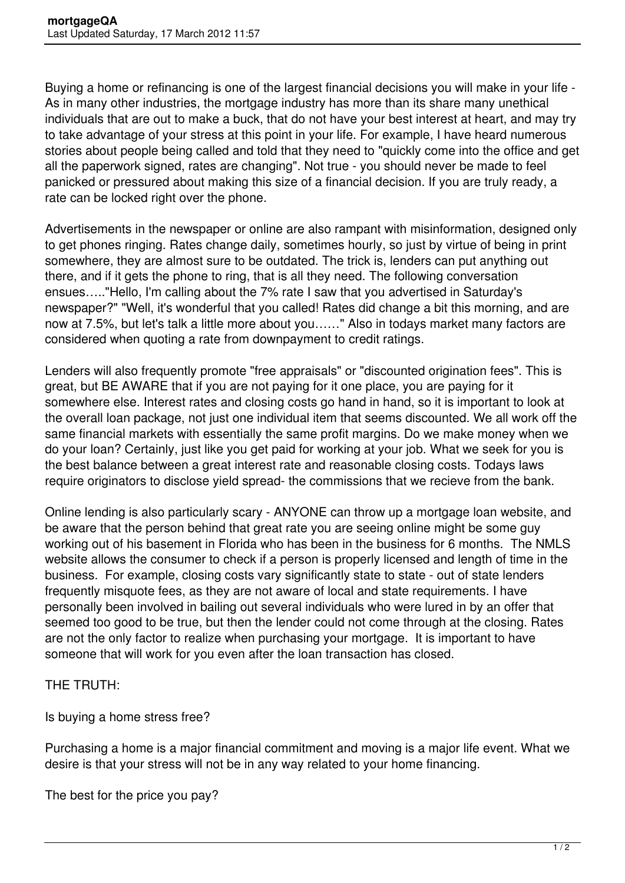Buying a home or refinancing is one of the largest financial decisions you will make in your life - As in many other industries, the mortgage industry has more than its share many unethical individuals that are out to make a buck, that do not have your best interest at heart, and may try to take advantage of your stress at this point in your life. For example, I have heard numerous stories about people being called and told that they need to "quickly come into the office and get all the paperwork signed, rates are changing". Not true - you should never be made to feel panicked or pressured about making this size of a financial decision. If you are truly ready, a rate can be locked right over the phone.

Advertisements in the newspaper or online are also rampant with misinformation, designed only to get phones ringing. Rates change daily, sometimes hourly, so just by virtue of being in print somewhere, they are almost sure to be outdated. The trick is, lenders can put anything out there, and if it gets the phone to ring, that is all they need. The following conversation ensues….."Hello, I'm calling about the 7% rate I saw that you advertised in Saturday's newspaper?" "Well, it's wonderful that you called! Rates did change a bit this morning, and are now at 7.5%, but let's talk a little more about you……" Also in todays market many factors are considered when quoting a rate from downpayment to credit ratings.

Lenders will also frequently promote "free appraisals" or "discounted origination fees". This is great, but BE AWARE that if you are not paying for it one place, you are paying for it somewhere else. Interest rates and closing costs go hand in hand, so it is important to look at the overall loan package, not just one individual item that seems discounted. We all work off the same financial markets with essentially the same profit margins. Do we make money when we do your loan? Certainly, just like you get paid for working at your job. What we seek for you is the best balance between a great interest rate and reasonable closing costs. Todays laws require originators to disclose yield spread- the commissions that we recieve from the bank.

Online lending is also particularly scary - ANYONE can throw up a mortgage loan website, and be aware that the person behind that great rate you are seeing online might be some guy working out of his basement in Florida who has been in the business for 6 months. The NMLS website allows the consumer to check if a person is properly licensed and length of time in the business. For example, closing costs vary significantly state to state - out of state lenders frequently misquote fees, as they are not aware of local and state requirements. I have personally been involved in bailing out several individuals who were lured in by an offer that seemed too good to be true, but then the lender could not come through at the closing. Rates are not the only factor to realize when purchasing your mortgage. It is important to have someone that will work for you even after the loan transaction has closed.

THE TRUTH:

Is buying a home stress free?

Purchasing a home is a major financial commitment and moving is a major life event. What we desire is that your stress will not be in any way related to your home financing.

The best for the price you pay?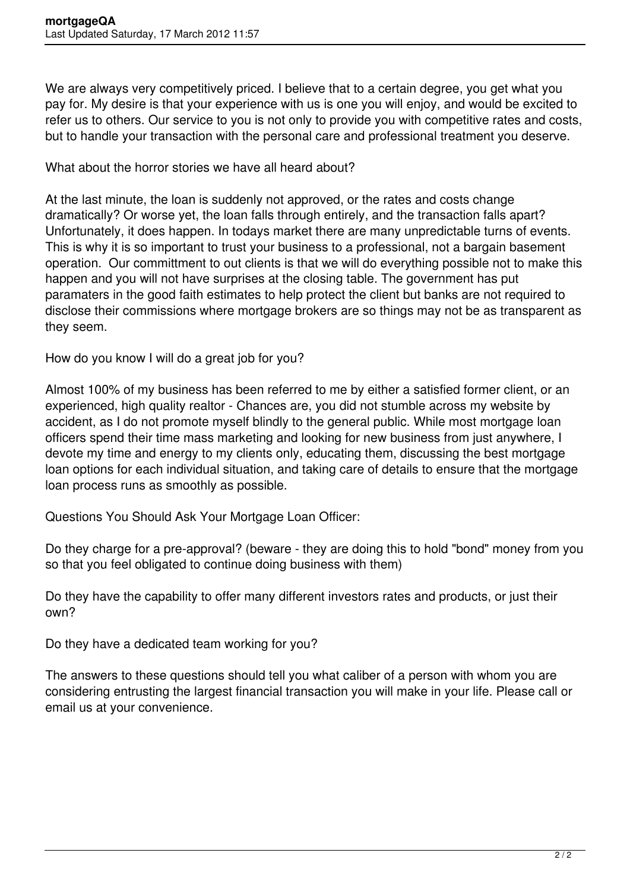We are always very competitively priced. I believe that to a certain degree, you get what you pay for. My desire is that your experience with us is one you will enjoy, and would be excited to refer us to others. Our service to you is not only to provide you with competitive rates and costs, but to handle your transaction with the personal care and professional treatment you deserve.

What about the horror stories we have all heard about?

At the last minute, the loan is suddenly not approved, or the rates and costs change dramatically? Or worse yet, the loan falls through entirely, and the transaction falls apart? Unfortunately, it does happen. In todays market there are many unpredictable turns of events. This is why it is so important to trust your business to a professional, not a bargain basement operation.  Our committment to out clients is that we will do everything possible not to make this happen and you will not have surprises at the closing table. The government has put paramaters in the good faith estimates to help protect the client but banks are not required to disclose their commissions where mortgage brokers are so things may not be as transparent as they seem.

How do you know I will do a great job for you?

Almost 100% of my business has been referred to me by either a satisfied former client, or an experienced, high quality realtor - Chances are, you did not stumble across my website by accident, as I do not promote myself blindly to the general public. While most mortgage loan officers spend their time mass marketing and looking for new business from just anywhere, I devote my time and energy to my clients only, educating them, discussing the best mortgage loan options for each individual situation, and taking care of details to ensure that the mortgage loan process runs as smoothly as possible.

Questions You Should Ask Your Mortgage Loan Officer:

Do they charge for a pre-approval? (beware - they are doing this to hold "bond" money from you so that you feel obligated to continue doing business with them)

Do they have the capability to offer many different investors rates and products, or just their own?

Do they have a dedicated team working for you?

The answers to these questions should tell you what caliber of a person with whom you are considering entrusting the largest financial transaction you will make in your life. Please call or email us at your convenience.